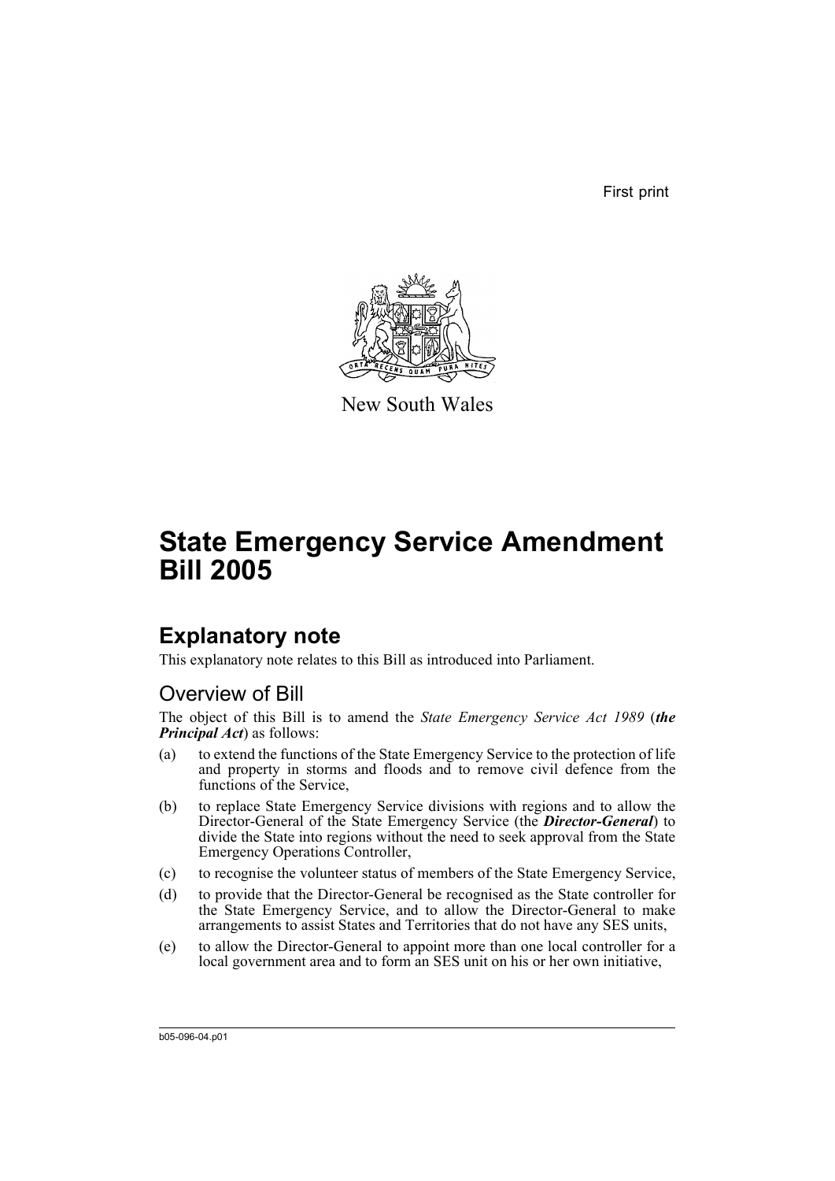First print

New South Wales

# State Emergency Service Amendment Bill 2005

## Explanatory note

This explanatory note relates to this Bill as introduced into Parliament.

### Overview of Bill

The object of this Bill is to amend the *State Emergency Service Act 1989* (***the Principal Act***) as follows:

(a) to extend the functions of the State Emergency Service to the protection of life and property in storms and floods and to remove civil defence from the functions of the Service,

(b) to replace State Emergency Service divisions with regions and to allow the Director-General of the State Emergency Service (the ***Director-General***) to divide the State into regions without the need to seek approval from the State Emergency Operations Controller,

(c) to recognise the volunteer status of members of the State Emergency Service,

(d) to provide that the Director-General be recognised as the State controller for the State Emergency Service, and to allow the Director-General to make arrangements to assist States and Territories that do not have any SES units,

(e) to allow the Director-General to appoint more than one local controller for a local government area and to form an SES unit on his or her own initiative,

b05-096-04.p01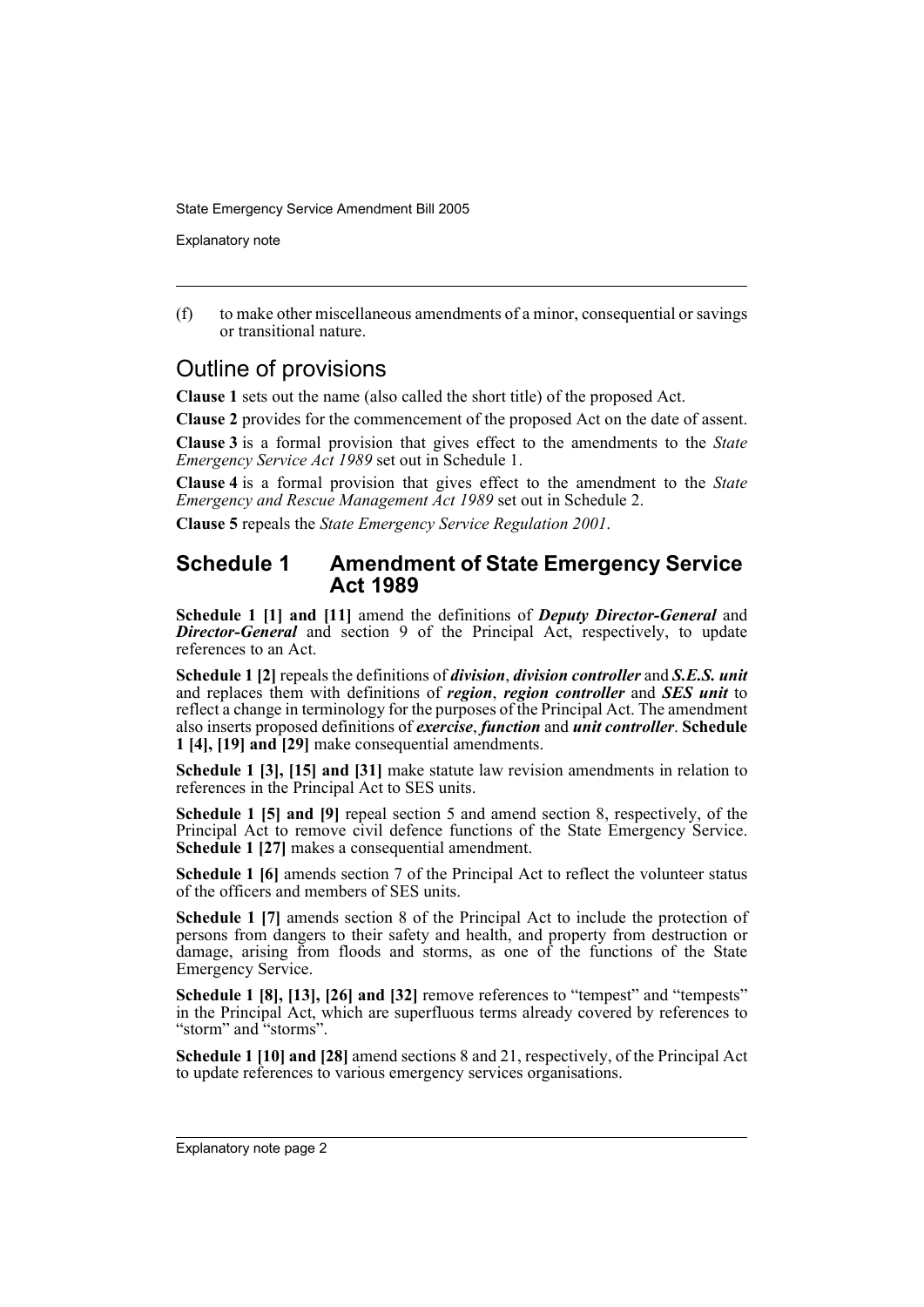(f) to make other miscellaneous amendments of a minor, consequential or savings or transitional nature.

## Outline of provisions

**Clause 1** sets out the name (also called the short title) of the proposed Act.

**Clause 2** provides for the commencement of the proposed Act on the date of assent.

**Clause 3** is a formal provision that gives effect to the amendments to the *State Emergency Service Act 1989* set out in Schedule 1.

**Clause 4** is a formal provision that gives effect to the amendment to the *State Emergency and Rescue Management Act 1989* set out in Schedule 2.

**Clause 5** repeals the *State Emergency Service Regulation 2001*.

## Schedule 1 Amendment of State Emergency Service Act 1989

**Schedule 1 [1] and [11]** amend the definitions of ***Deputy Director-General*** and ***Director-General*** and section 9 of the Principal Act, respectively, to update references to an Act.

**Schedule 1 [2]** repeals the definitions of ***division***, ***division controller*** and ***S.E.S. unit*** and replaces them with definitions of ***region***, ***region controller*** and ***SES unit*** to reflect a change in terminology for the purposes of the Principal Act. The amendment also inserts proposed definitions of ***exercise***, ***function*** and ***unit controller***. **Schedule 1 [4], [19] and [29]** make consequential amendments.

**Schedule 1 [3], [15] and [31]** make statute law revision amendments in relation to references in the Principal Act to SES units.

**Schedule 1 [5] and [9]** repeal section 5 and amend section 8, respectively, of the Principal Act to remove civil defence functions of the State Emergency Service. **Schedule 1 [27]** makes a consequential amendment.

**Schedule 1 [6]** amends section 7 of the Principal Act to reflect the volunteer status of the officers and members of SES units.

**Schedule 1 [7]** amends section 8 of the Principal Act to include the protection of persons from dangers to their safety and health, and property from destruction or damage, arising from floods and storms, as one of the functions of the State Emergency Service.

**Schedule 1 [8], [13], [26] and [32]** remove references to "tempest" and "tempests" in the Principal Act, which are superfluous terms already covered by references to "storm" and "storms".

**Schedule 1 [10] and [28]** amend sections 8 and 21, respectively, of the Principal Act to update references to various emergency services organisations.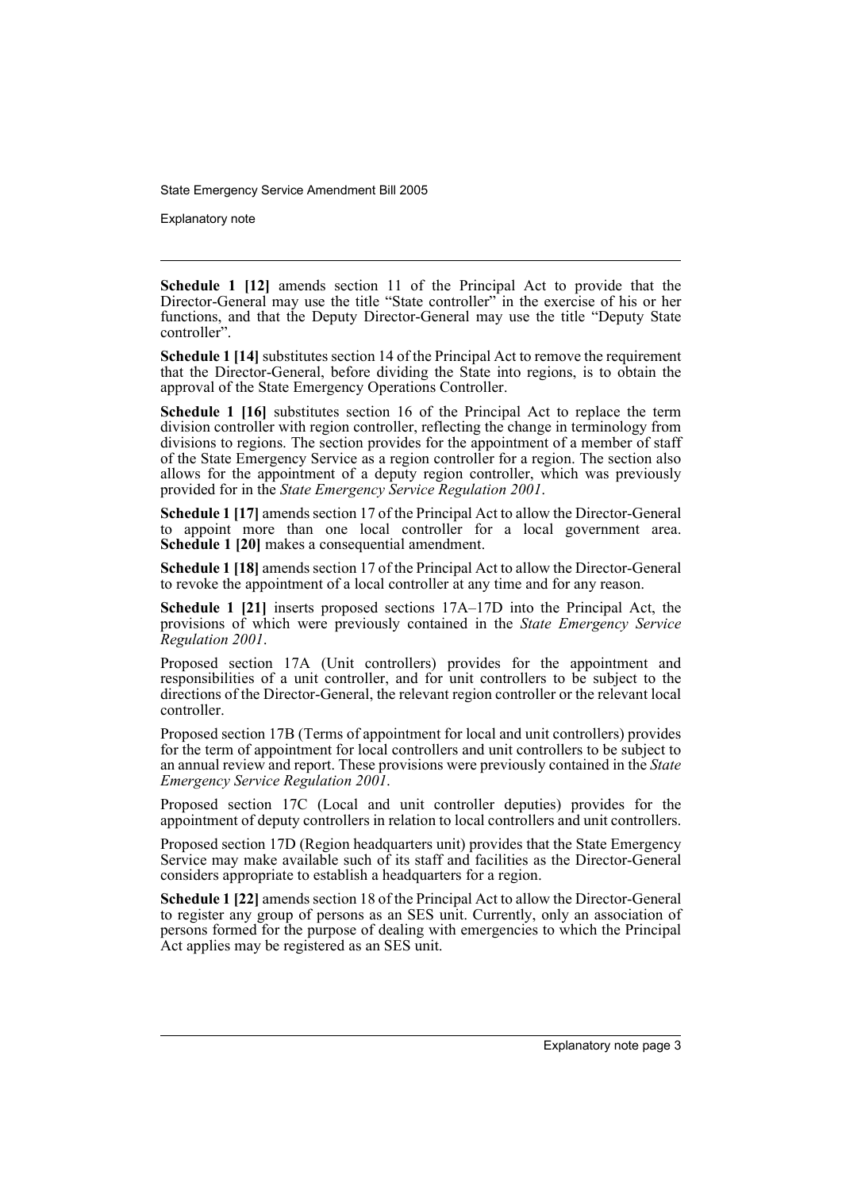**Schedule 1 [12]** amends section 11 of the Principal Act to provide that the Director-General may use the title "State controller" in the exercise of his or her functions, and that the Deputy Director-General may use the title "Deputy State controller".

**Schedule 1 [14]** substitutes section 14 of the Principal Act to remove the requirement that the Director-General, before dividing the State into regions, is to obtain the approval of the State Emergency Operations Controller.

**Schedule 1 [16]** substitutes section 16 of the Principal Act to replace the term division controller with region controller, reflecting the change in terminology from divisions to regions. The section provides for the appointment of a member of staff of the State Emergency Service as a region controller for a region. The section also allows for the appointment of a deputy region controller, which was previously provided for in the *State Emergency Service Regulation 2001*.

**Schedule 1 [17]** amends section 17 of the Principal Act to allow the Director-General to appoint more than one local controller for a local government area. **Schedule 1 [20]** makes a consequential amendment.

**Schedule 1 [18]** amends section 17 of the Principal Act to allow the Director-General to revoke the appointment of a local controller at any time and for any reason.

**Schedule 1 [21]** inserts proposed sections 17A–17D into the Principal Act, the provisions of which were previously contained in the *State Emergency Service Regulation 2001*.

Proposed section 17A (Unit controllers) provides for the appointment and responsibilities of a unit controller, and for unit controllers to be subject to the directions of the Director-General, the relevant region controller or the relevant local controller.

Proposed section 17B (Terms of appointment for local and unit controllers) provides for the term of appointment for local controllers and unit controllers to be subject to an annual review and report. These provisions were previously contained in the *State Emergency Service Regulation 2001*.

Proposed section 17C (Local and unit controller deputies) provides for the appointment of deputy controllers in relation to local controllers and unit controllers.

Proposed section 17D (Region headquarters unit) provides that the State Emergency Service may make available such of its staff and facilities as the Director-General considers appropriate to establish a headquarters for a region.

**Schedule 1 [22]** amends section 18 of the Principal Act to allow the Director-General to register any group of persons as an SES unit. Currently, only an association of persons formed for the purpose of dealing with emergencies to which the Principal Act applies may be registered as an SES unit.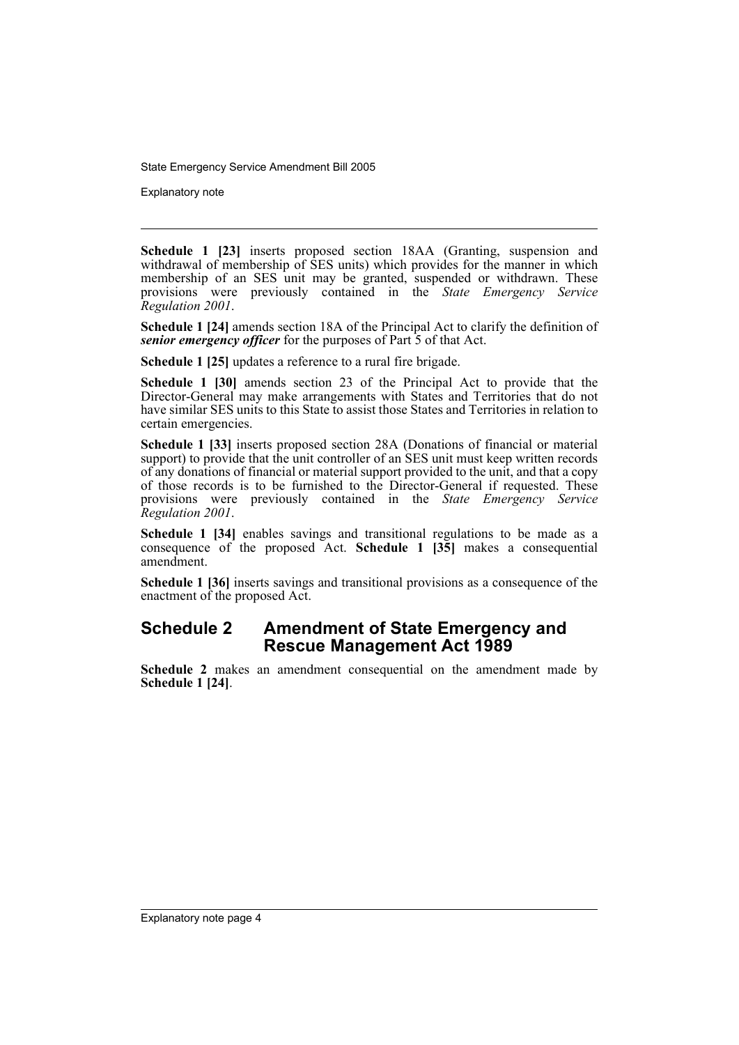**Schedule 1 [23]** inserts proposed section 18AA (Granting, suspension and withdrawal of membership of SES units) which provides for the manner in which membership of an SES unit may be granted, suspended or withdrawn. These provisions were previously contained in the *State Emergency Service Regulation 2001*.

**Schedule 1 [24]** amends section 18A of the Principal Act to clarify the definition of ***senior emergency officer*** for the purposes of Part 5 of that Act.

**Schedule 1 [25]** updates a reference to a rural fire brigade.

**Schedule 1 [30]** amends section 23 of the Principal Act to provide that the Director-General may make arrangements with States and Territories that do not have similar SES units to this State to assist those States and Territories in relation to certain emergencies.

**Schedule 1 [33]** inserts proposed section 28A (Donations of financial or material support) to provide that the unit controller of an SES unit must keep written records of any donations of financial or material support provided to the unit, and that a copy of those records is to be furnished to the Director-General if requested. These provisions were previously contained in the *State Emergency Service Regulation 2001*.

**Schedule 1 [34]** enables savings and transitional regulations to be made as a consequence of the proposed Act. **Schedule 1 [35]** makes a consequential amendment.

**Schedule 1 [36]** inserts savings and transitional provisions as a consequence of the enactment of the proposed Act.

## Schedule 2 Amendment of State Emergency and Rescue Management Act 1989

**Schedule 2** makes an amendment consequential on the amendment made by **Schedule 1 [24]**.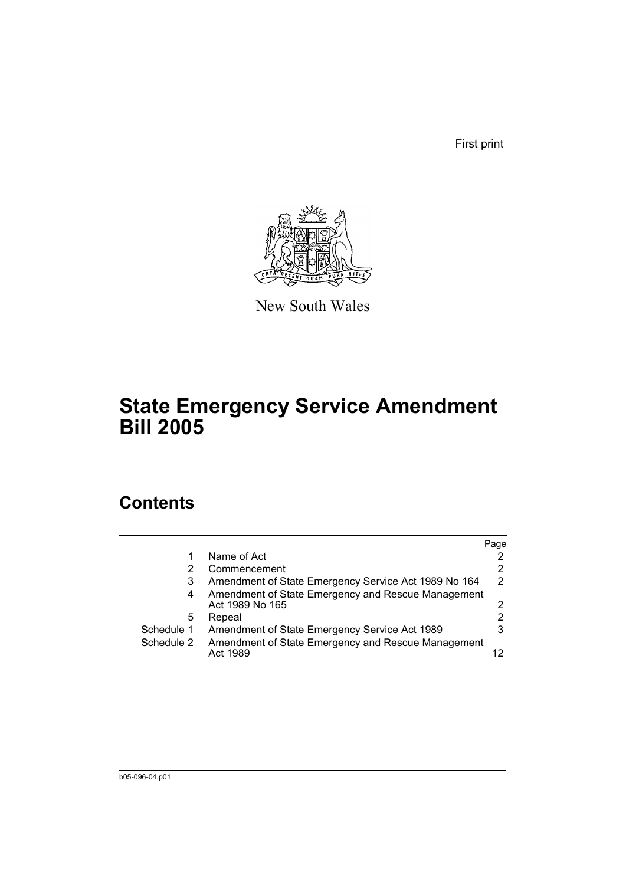First print

New South Wales

# State Emergency Service Amendment Bill 2005

## Contents

| | | Page |
|---|---|---|
| 1 | Name of Act | 2 |
| 2 | Commencement | 2 |
| 3 | Amendment of State Emergency Service Act 1989 No 164 | 2 |
| 4 | Amendment of State Emergency and Rescue Management Act 1989 No 165 | 2 |
| 5 | Repeal | 2 |
| Schedule 1 | Amendment of State Emergency Service Act 1989 | 3 |
| Schedule 2 | Amendment of State Emergency and Rescue Management Act 1989 | 12 |

b05-096-04.p01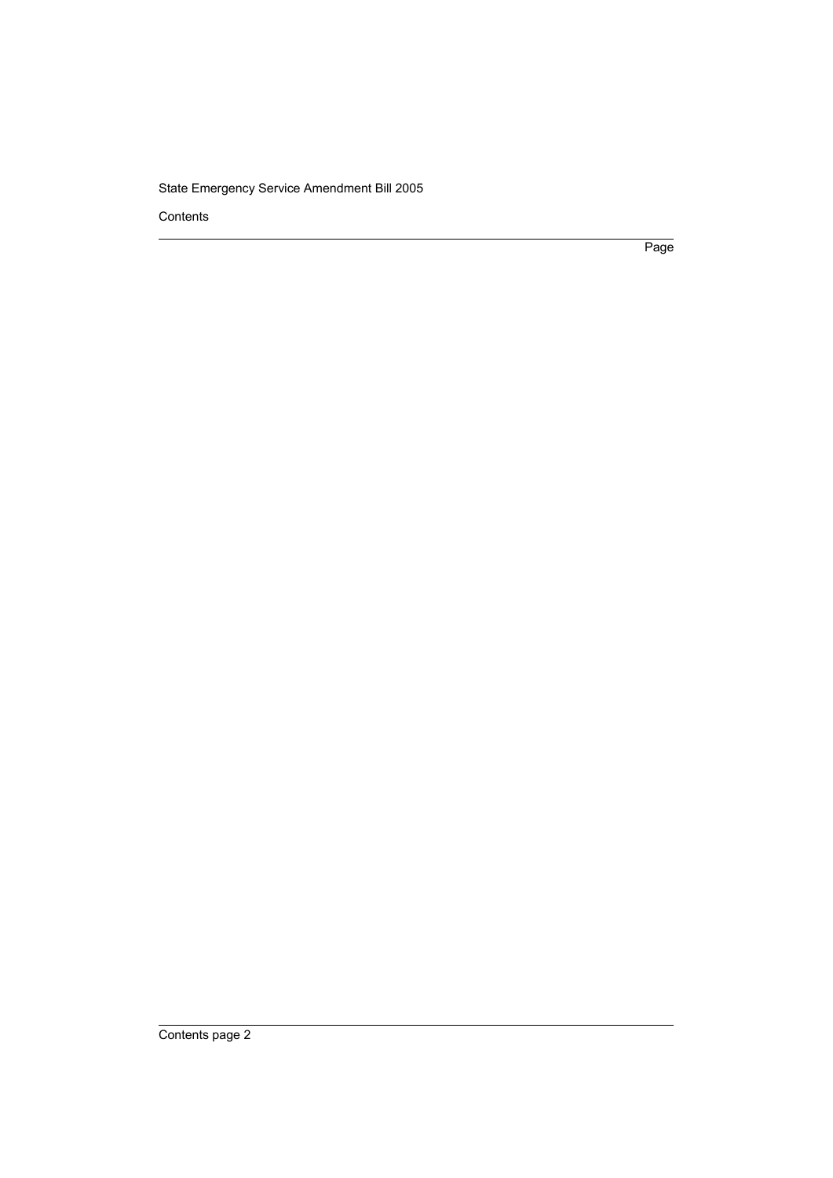Contents

Page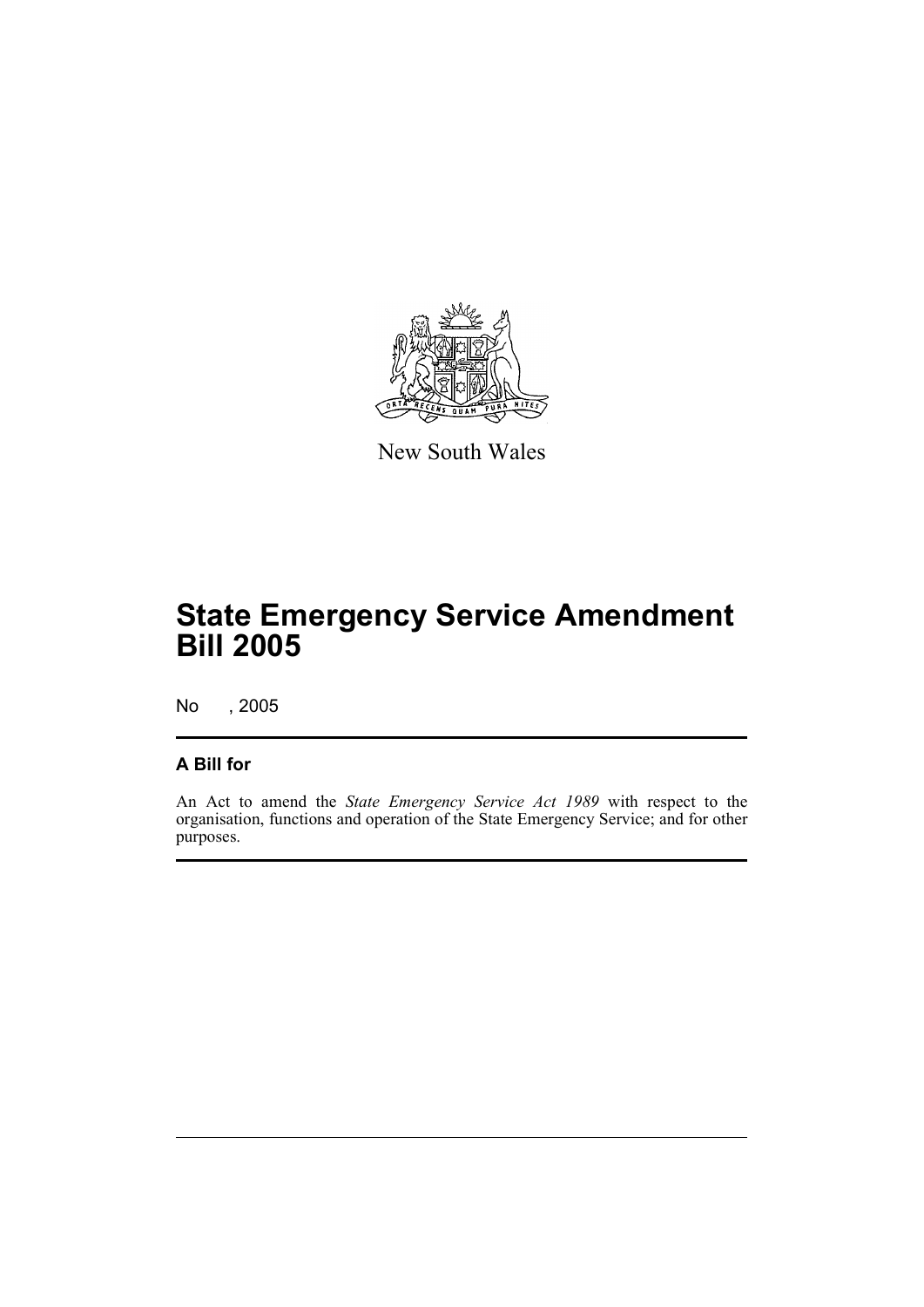New South Wales

# State Emergency Service Amendment Bill 2005

No , 2005

## A Bill for

An Act to amend the *State Emergency Service Act 1989* with respect to the organisation, functions and operation of the State Emergency Service; and for other purposes.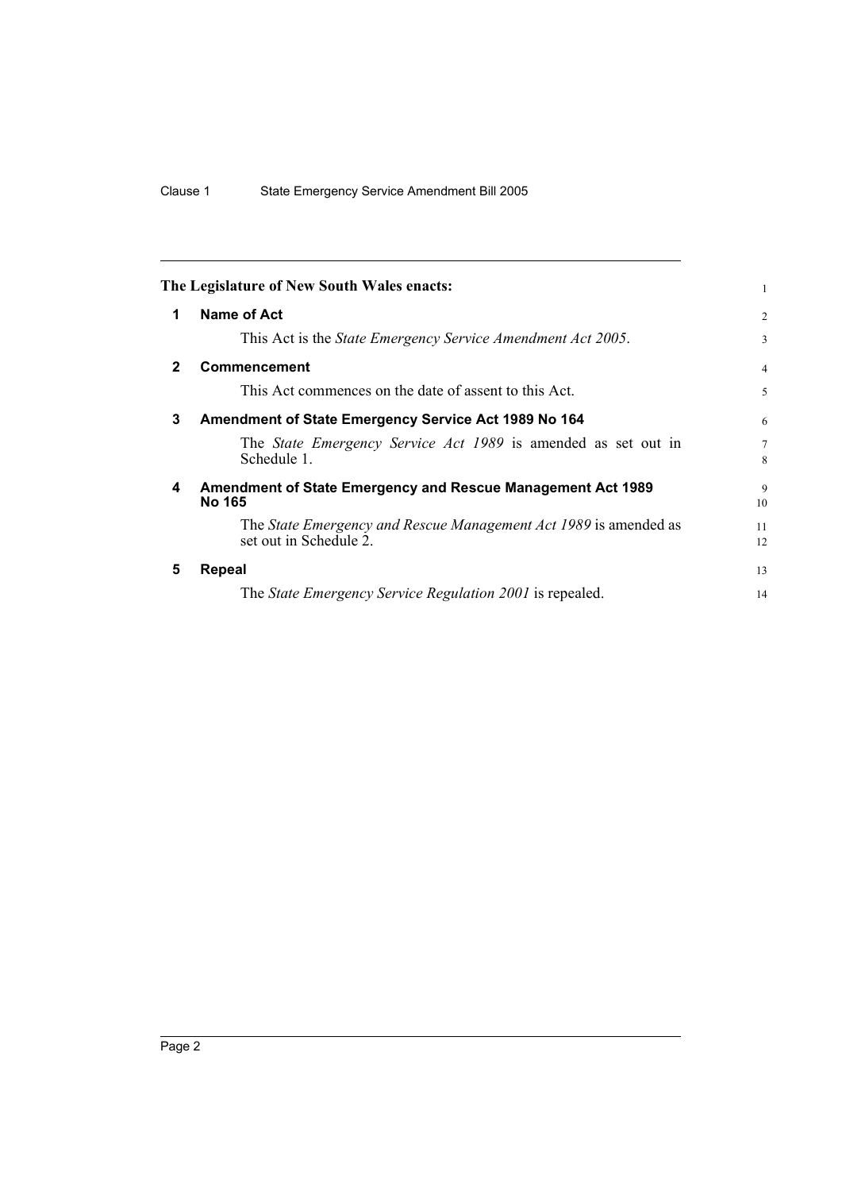**The Legislature of New South Wales enacts:**

## 1 Name of Act

This Act is the *State Emergency Service Amendment Act 2005*.

## 2 Commencement

This Act commences on the date of assent to this Act.

## 3 Amendment of State Emergency Service Act 1989 No 164

The *State Emergency Service Act 1989* is amended as set out in Schedule 1.

## 4 Amendment of State Emergency and Rescue Management Act 1989 No 165

The *State Emergency and Rescue Management Act 1989* is amended as set out in Schedule 2.

## 5 Repeal

The *State Emergency Service Regulation 2001* is repealed.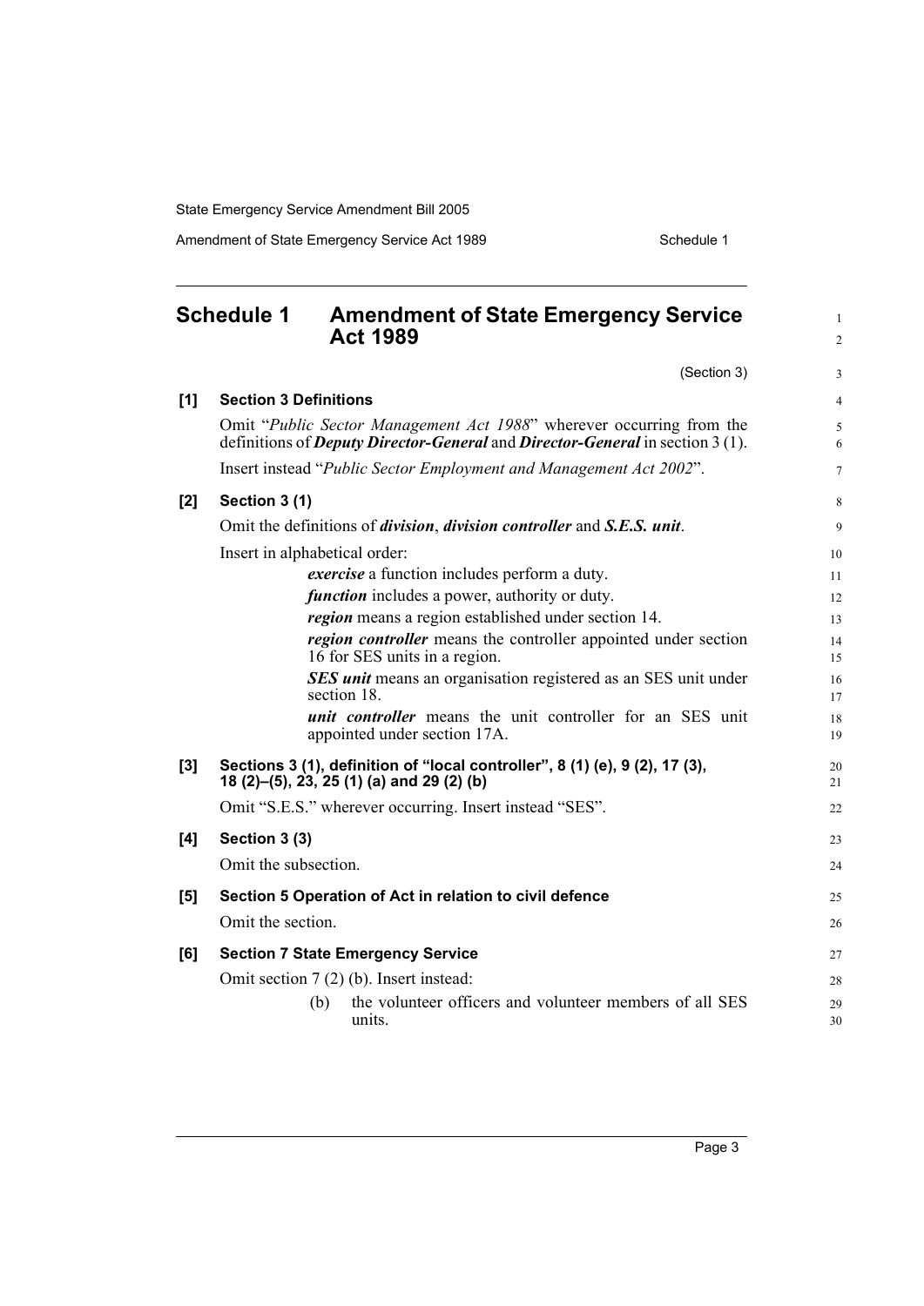## Schedule 1 Amendment of State Emergency Service Act 1989

(Section 3)

**[1] Section 3 Definitions**

Omit "*Public Sector Management Act 1988*" wherever occurring from the definitions of ***Deputy Director-General*** and ***Director-General*** in section 3 (1).

Insert instead "*Public Sector Employment and Management Act 2002*".

**[2] Section 3 (1)**

Omit the definitions of ***division***, ***division controller*** and ***S.E.S. unit***.

Insert in alphabetical order:

> ***exercise*** a function includes perform a duty.
>
> ***function*** includes a power, authority or duty.
>
> ***region*** means a region established under section 14.
>
> ***region controller*** means the controller appointed under section 16 for SES units in a region.
>
> ***SES unit*** means an organisation registered as an SES unit under section 18.
>
> ***unit controller*** means the unit controller for an SES unit appointed under section 17A.

**[3] Sections 3 (1), definition of "local controller", 8 (1) (e), 9 (2), 17 (3), 18 (2)–(5), 23, 25 (1) (a) and 29 (2) (b)**

Omit "S.E.S." wherever occurring. Insert instead "SES".

**[4] Section 3 (3)**

Omit the subsection.

**[5] Section 5 Operation of Act in relation to civil defence**

Omit the section.

**[6] Section 7 State Emergency Service**

Omit section 7 (2) (b). Insert instead:

> (b) the volunteer officers and volunteer members of all SES units.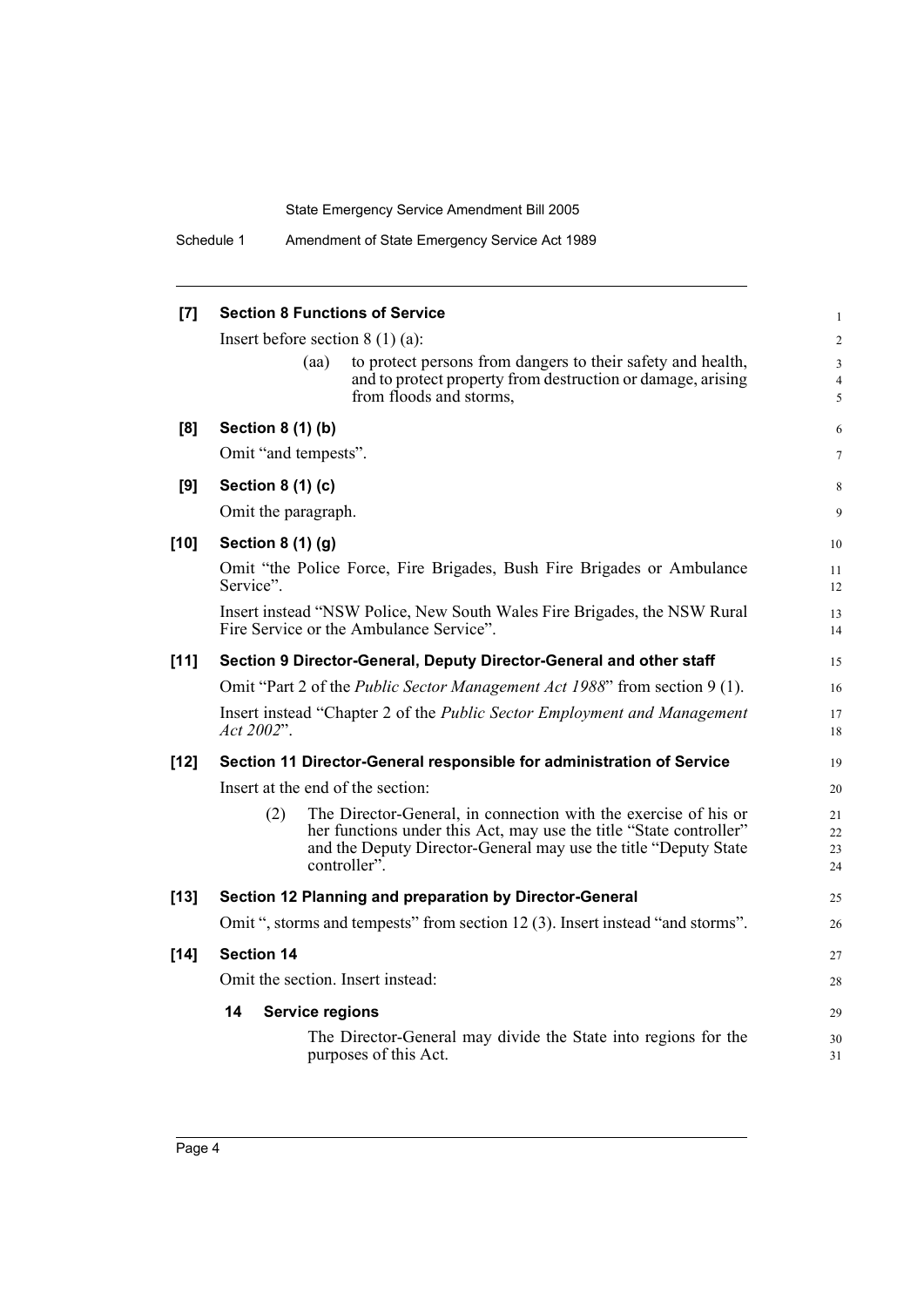**[7] Section 8 Functions of Service**

Insert before section 8 (1) (a):

(aa) to protect persons from dangers to their safety and health, and to protect property from destruction or damage, arising from floods and storms,

**[8] Section 8 (1) (b)**

Omit "and tempests".

**[9] Section 8 (1) (c)**

Omit the paragraph.

**[10] Section 8 (1) (g)**

Omit "the Police Force, Fire Brigades, Bush Fire Brigades or Ambulance Service".

Insert instead "NSW Police, New South Wales Fire Brigades, the NSW Rural Fire Service or the Ambulance Service".

**[11] Section 9 Director-General, Deputy Director-General and other staff**

Omit "Part 2 of the *Public Sector Management Act 1988*" from section 9 (1).

Insert instead "Chapter 2 of the *Public Sector Employment and Management Act 2002*".

**[12] Section 11 Director-General responsible for administration of Service**

Insert at the end of the section:

(2) The Director-General, in connection with the exercise of his or her functions under this Act, may use the title "State controller" and the Deputy Director-General may use the title "Deputy State controller".

**[13] Section 12 Planning and preparation by Director-General**

Omit ", storms and tempests" from section 12 (3). Insert instead "and storms".

**[14] Section 14**

Omit the section. Insert instead:

**14 Service regions**

The Director-General may divide the State into regions for the purposes of this Act.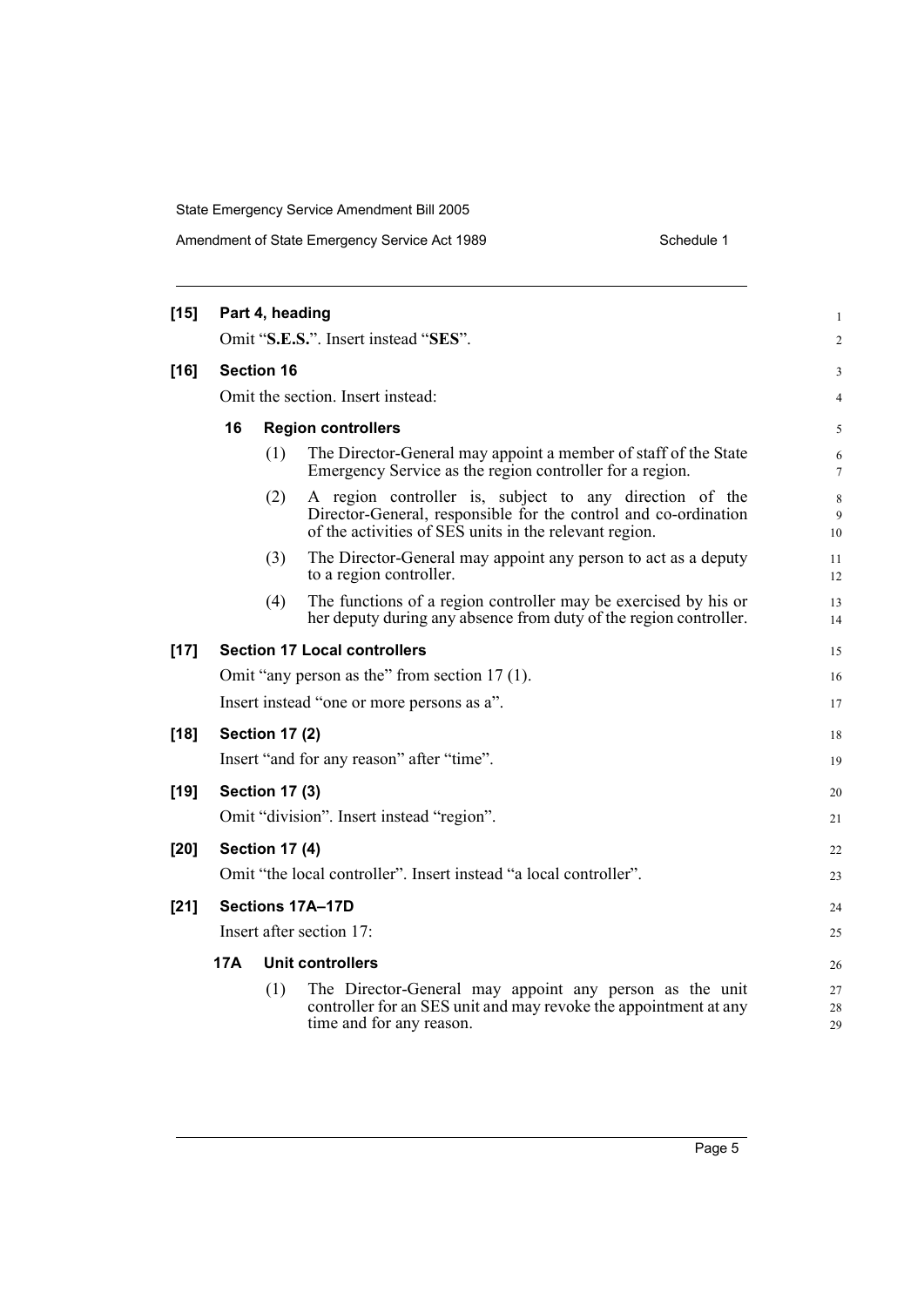**[15] Part 4, heading**

Omit "**S.E.S.**". Insert instead "**SES**".

**[16] Section 16**

Omit the section. Insert instead:

**16 Region controllers**

(1) The Director-General may appoint a member of staff of the State Emergency Service as the region controller for a region.

(2) A region controller is, subject to any direction of the Director-General, responsible for the control and co-ordination of the activities of SES units in the relevant region.

(3) The Director-General may appoint any person to act as a deputy to a region controller.

(4) The functions of a region controller may be exercised by his or her deputy during any absence from duty of the region controller.

**[17] Section 17 Local controllers**

Omit "any person as the" from section 17 (1).

Insert instead "one or more persons as a".

**[18] Section 17 (2)**

Insert "and for any reason" after "time".

**[19] Section 17 (3)**

Omit "division". Insert instead "region".

**[20] Section 17 (4)**

Omit "the local controller". Insert instead "a local controller".

**[21] Sections 17A–17D**

Insert after section 17:

**17A Unit controllers**

(1) The Director-General may appoint any person as the unit controller for an SES unit and may revoke the appointment at any time and for any reason.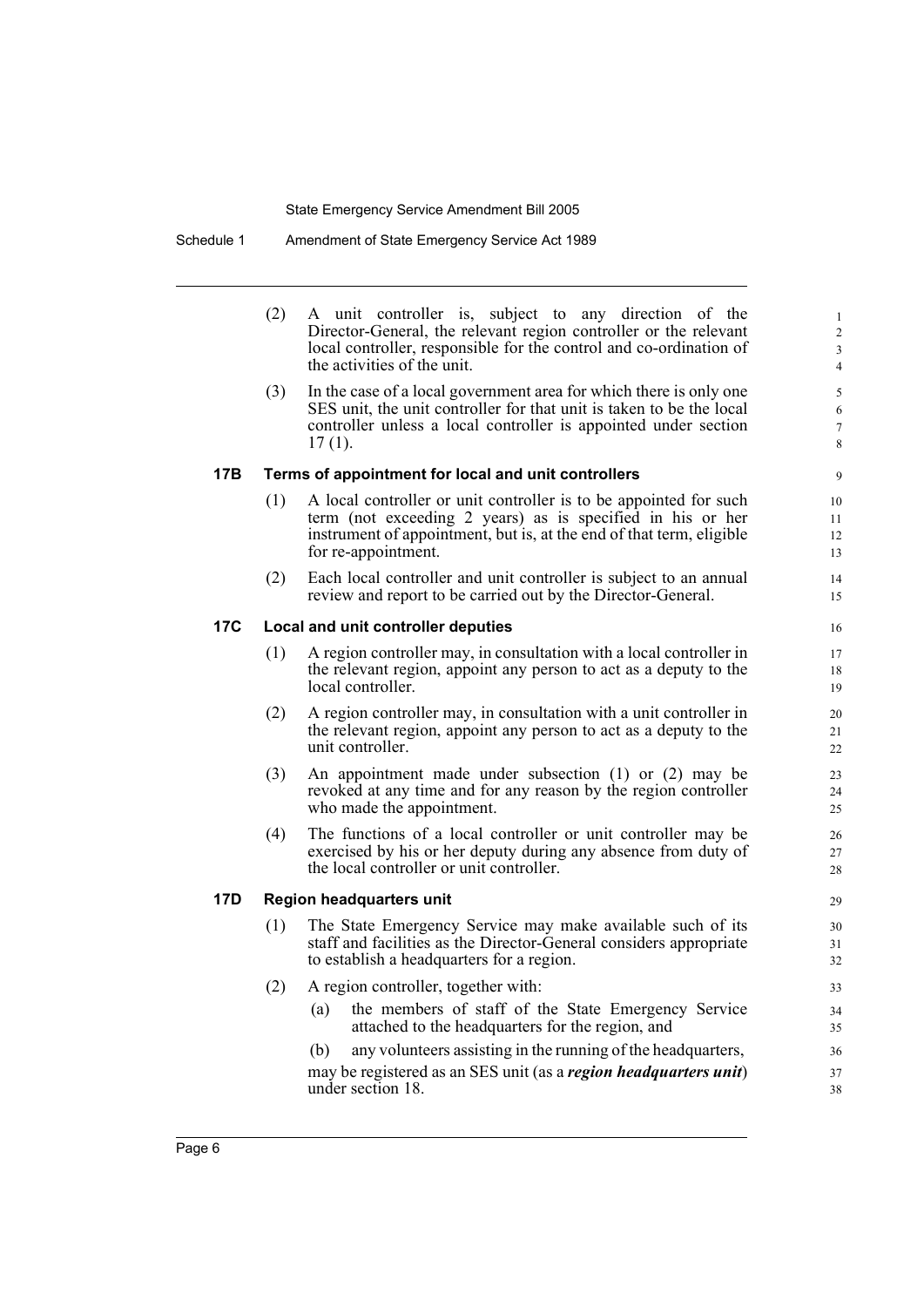(2) A unit controller is, subject to any direction of the Director-General, the relevant region controller or the relevant local controller, responsible for the control and co-ordination of the activities of the unit.

(3) In the case of a local government area for which there is only one SES unit, the unit controller for that unit is taken to be the local controller unless a local controller is appointed under section 17 (1).

### 17B Terms of appointment for local and unit controllers

(1) A local controller or unit controller is to be appointed for such term (not exceeding 2 years) as is specified in his or her instrument of appointment, but is, at the end of that term, eligible for re-appointment.

(2) Each local controller and unit controller is subject to an annual review and report to be carried out by the Director-General.

### 17C Local and unit controller deputies

(1) A region controller may, in consultation with a local controller in the relevant region, appoint any person to act as a deputy to the local controller.

(2) A region controller may, in consultation with a unit controller in the relevant region, appoint any person to act as a deputy to the unit controller.

(3) An appointment made under subsection (1) or (2) may be revoked at any time and for any reason by the region controller who made the appointment.

(4) The functions of a local controller or unit controller may be exercised by his or her deputy during any absence from duty of the local controller or unit controller.

### 17D Region headquarters unit

(1) The State Emergency Service may make available such of its staff and facilities as the Director-General considers appropriate to establish a headquarters for a region.

(2) A region controller, together with:

(a) the members of staff of the State Emergency Service attached to the headquarters for the region, and

(b) any volunteers assisting in the running of the headquarters,

may be registered as an SES unit (as a ***region headquarters unit***) under section 18.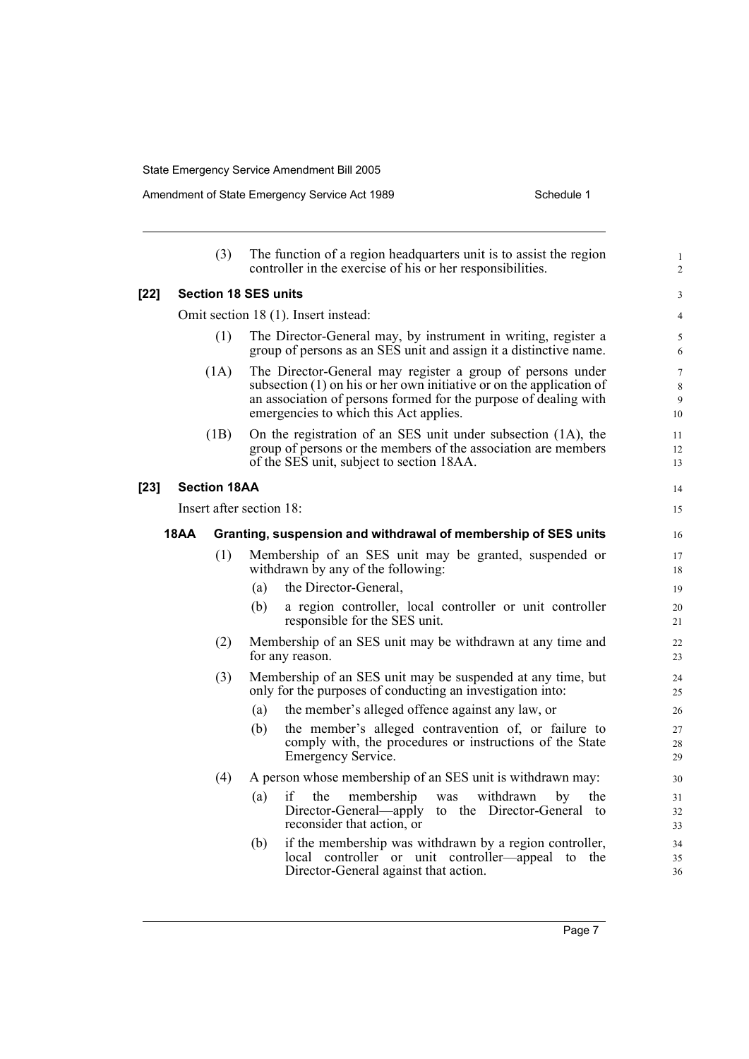(3) The function of a region headquarters unit is to assist the region controller in the exercise of his or her responsibilities.

**[22] Section 18 SES units**

Omit section 18 (1). Insert instead:

(1) The Director-General may, by instrument in writing, register a group of persons as an SES unit and assign it a distinctive name.

(1A) The Director-General may register a group of persons under subsection (1) on his or her own initiative or on the application of an association of persons formed for the purpose of dealing with emergencies to which this Act applies.

(1B) On the registration of an SES unit under subsection (1A), the group of persons or the members of the association are members of the SES unit, subject to section 18AA.

**[23] Section 18AA**

Insert after section 18:

**18AA Granting, suspension and withdrawal of membership of SES units**

(1) Membership of an SES unit may be granted, suspended or withdrawn by any of the following:

- (a) the Director-General,
- (b) a region controller, local controller or unit controller responsible for the SES unit.

(2) Membership of an SES unit may be withdrawn at any time and for any reason.

(3) Membership of an SES unit may be suspended at any time, but only for the purposes of conducting an investigation into:

- (a) the member's alleged offence against any law, or
- (b) the member's alleged contravention of, or failure to comply with, the procedures or instructions of the State Emergency Service.

(4) A person whose membership of an SES unit is withdrawn may:

- (a) if the membership was withdrawn by the Director-General—apply to the Director-General to reconsider that action, or
- (b) if the membership was withdrawn by a region controller, local controller or unit controller—appeal to the Director-General against that action.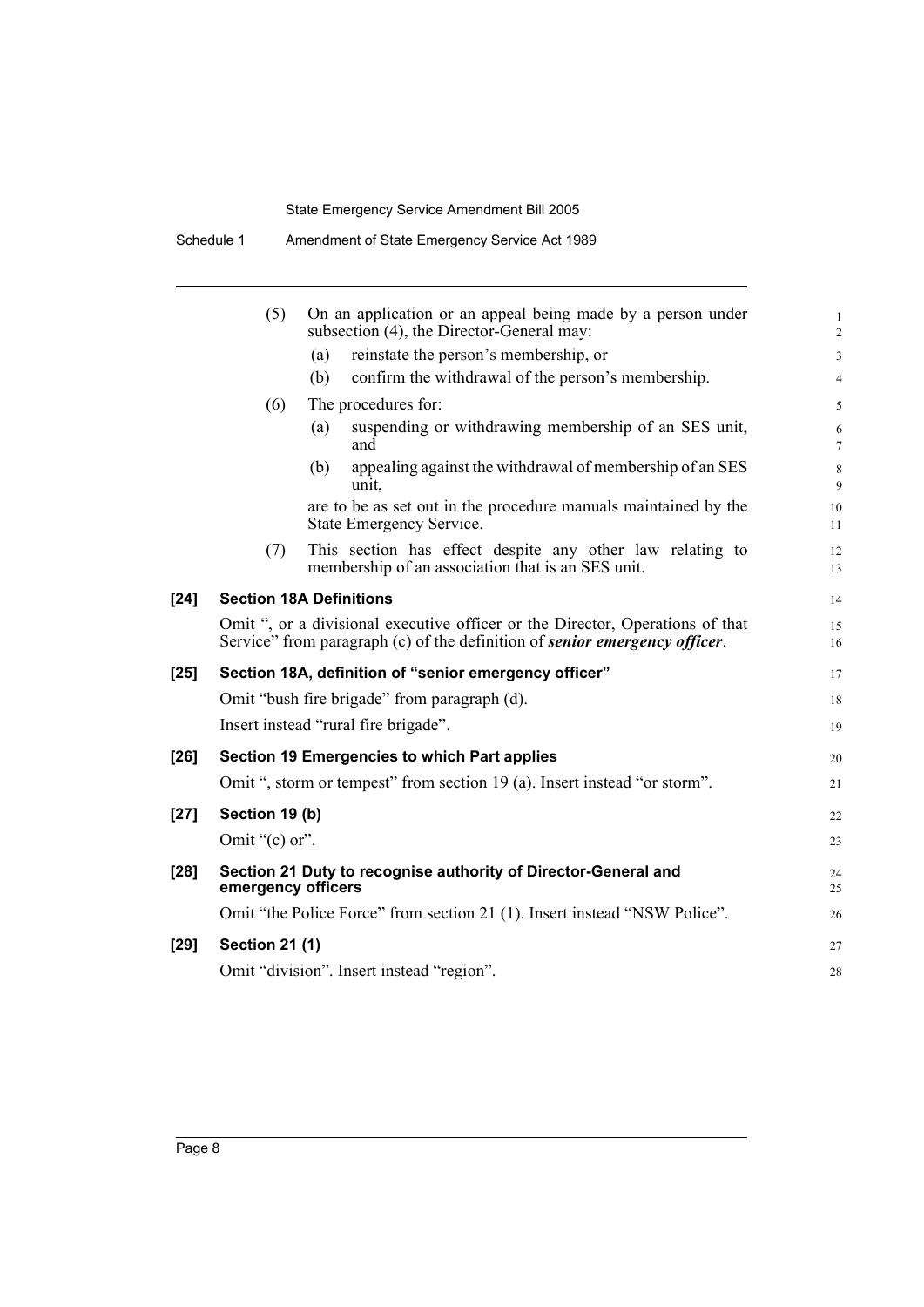(5) On an application or an appeal being made by a person under subsection (4), the Director-General may:

(a) reinstate the person's membership, or

(b) confirm the withdrawal of the person's membership.

(6) The procedures for:

(a) suspending or withdrawing membership of an SES unit, and

(b) appealing against the withdrawal of membership of an SES unit,

are to be as set out in the procedure manuals maintained by the State Emergency Service.

(7) This section has effect despite any other law relating to membership of an association that is an SES unit.

**[24] Section 18A Definitions**

Omit ", or a divisional executive officer or the Director, Operations of that Service" from paragraph (c) of the definition of ***senior emergency officer***.

**[25] Section 18A, definition of "senior emergency officer"**

Omit "bush fire brigade" from paragraph (d).

Insert instead "rural fire brigade".

**[26] Section 19 Emergencies to which Part applies**

Omit ", storm or tempest" from section 19 (a). Insert instead "or storm".

**[27] Section 19 (b)**

Omit "(c) or".

**[28] Section 21 Duty to recognise authority of Director-General and emergency officers**

Omit "the Police Force" from section 21 (1). Insert instead "NSW Police".

**[29] Section 21 (1)**

Omit "division". Insert instead "region".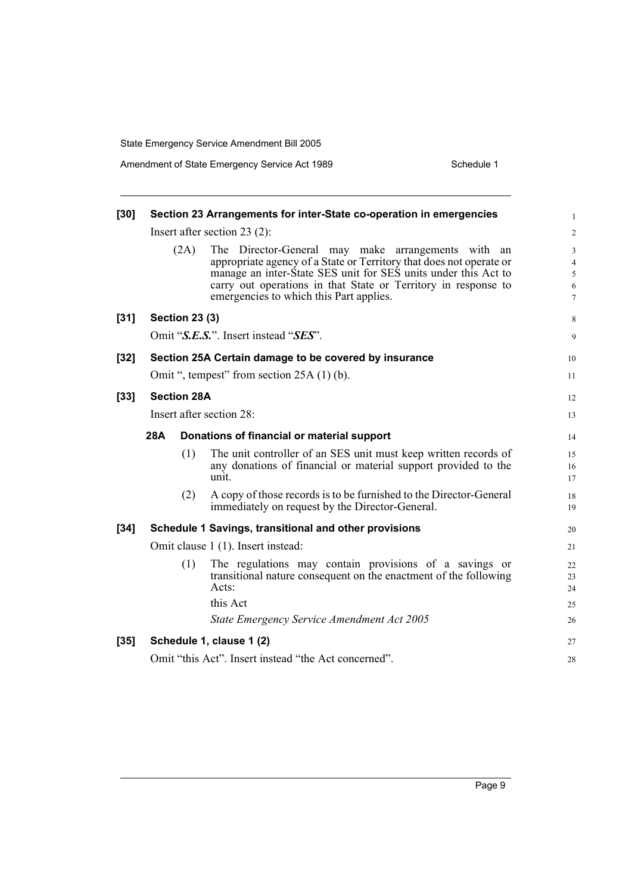**[30] Section 23 Arrangements for inter-State co-operation in emergencies**

Insert after section 23 (2):

(2A) The Director-General may make arrangements with an appropriate agency of a State or Territory that does not operate or manage an inter-State SES unit for SES units under this Act to carry out operations in that State or Territory in response to emergencies to which this Part applies.

**[31] Section 23 (3)**

Omit "***S.E.S.***". Insert instead "***SES***".

**[32] Section 25A Certain damage to be covered by insurance**

Omit ", tempest" from section 25A (1) (b).

**[33] Section 28A**

Insert after section 28:

**28A Donations of financial or material support**

(1) The unit controller of an SES unit must keep written records of any donations of financial or material support provided to the unit.

(2) A copy of those records is to be furnished to the Director-General immediately on request by the Director-General.

**[34] Schedule 1 Savings, transitional and other provisions**

Omit clause 1 (1). Insert instead:

(1) The regulations may contain provisions of a savings or transitional nature consequent on the enactment of the following Acts:

this Act

*State Emergency Service Amendment Act 2005*

**[35] Schedule 1, clause 1 (2)**

Omit "this Act". Insert instead "the Act concerned".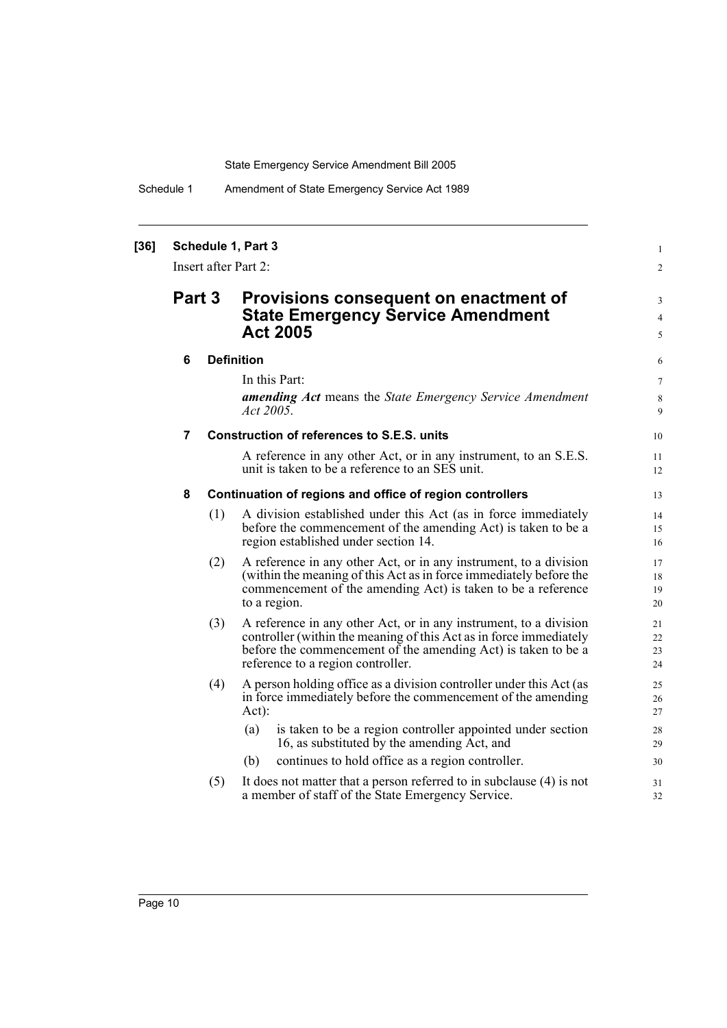**[36] Schedule 1, Part 3**

Insert after Part 2:

## Part 3 Provisions consequent on enactment of State Emergency Service Amendment Act 2005

### 6 Definition

In this Part:

***amending Act*** means the *State Emergency Service Amendment Act 2005*.

### 7 Construction of references to S.E.S. units

A reference in any other Act, or in any instrument, to an S.E.S. unit is taken to be a reference to an SES unit.

### 8 Continuation of regions and office of region controllers

(1) A division established under this Act (as in force immediately before the commencement of the amending Act) is taken to be a region established under section 14.

(2) A reference in any other Act, or in any instrument, to a division (within the meaning of this Act as in force immediately before the commencement of the amending Act) is taken to be a reference to a region.

(3) A reference in any other Act, or in any instrument, to a division controller (within the meaning of this Act as in force immediately before the commencement of the amending Act) is taken to be a reference to a region controller.

(4) A person holding office as a division controller under this Act (as in force immediately before the commencement of the amending Act):

- (a) is taken to be a region controller appointed under section 16, as substituted by the amending Act, and
- (b) continues to hold office as a region controller.

(5) It does not matter that a person referred to in subclause (4) is not a member of staff of the State Emergency Service.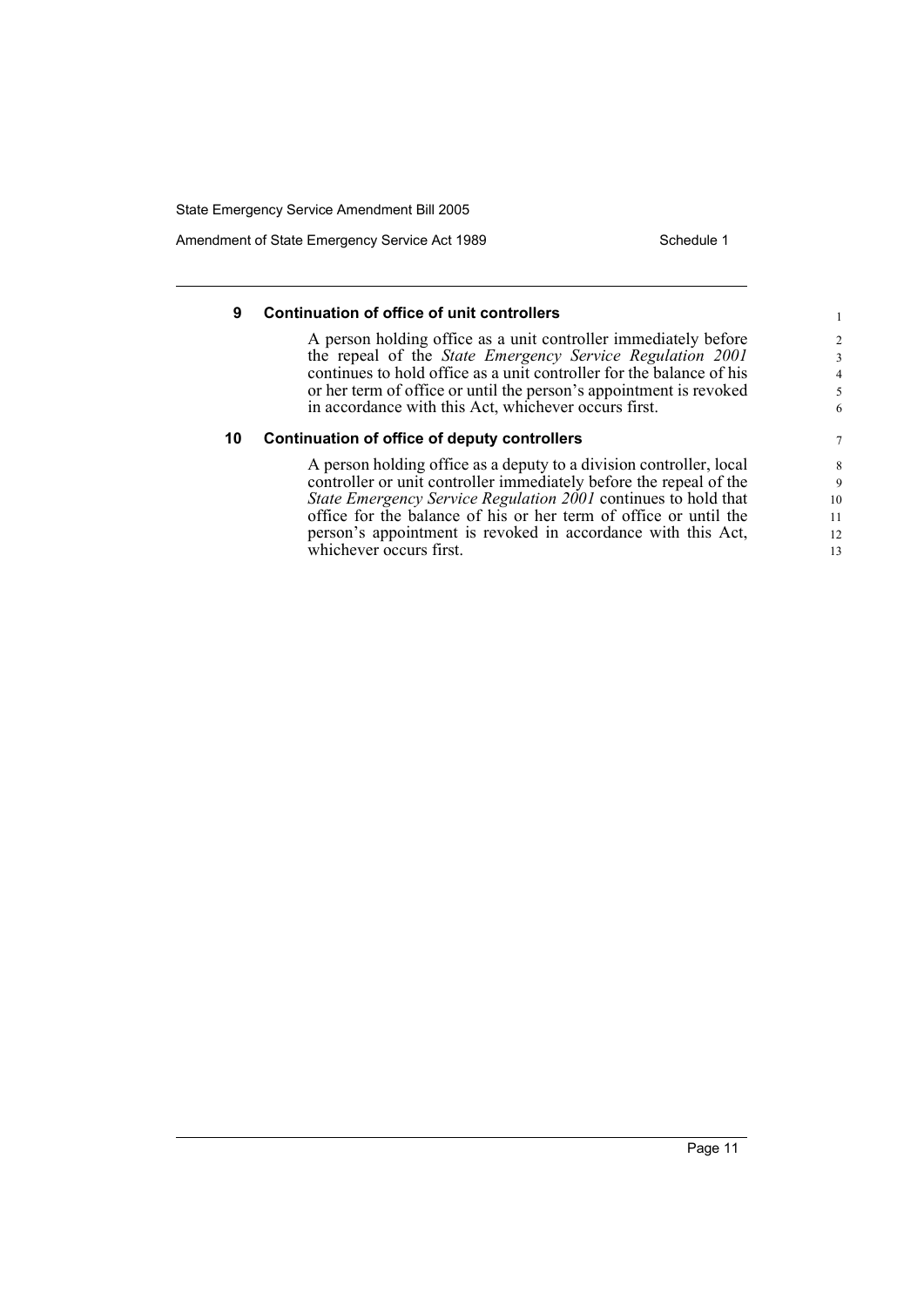### 9 Continuation of office of unit controllers

A person holding office as a unit controller immediately before the repeal of the *State Emergency Service Regulation 2001* continues to hold office as a unit controller for the balance of his or her term of office or until the person's appointment is revoked in accordance with this Act, whichever occurs first.

### 10 Continuation of office of deputy controllers

A person holding office as a deputy to a division controller, local controller or unit controller immediately before the repeal of the *State Emergency Service Regulation 2001* continues to hold that office for the balance of his or her term of office or until the person's appointment is revoked in accordance with this Act, whichever occurs first.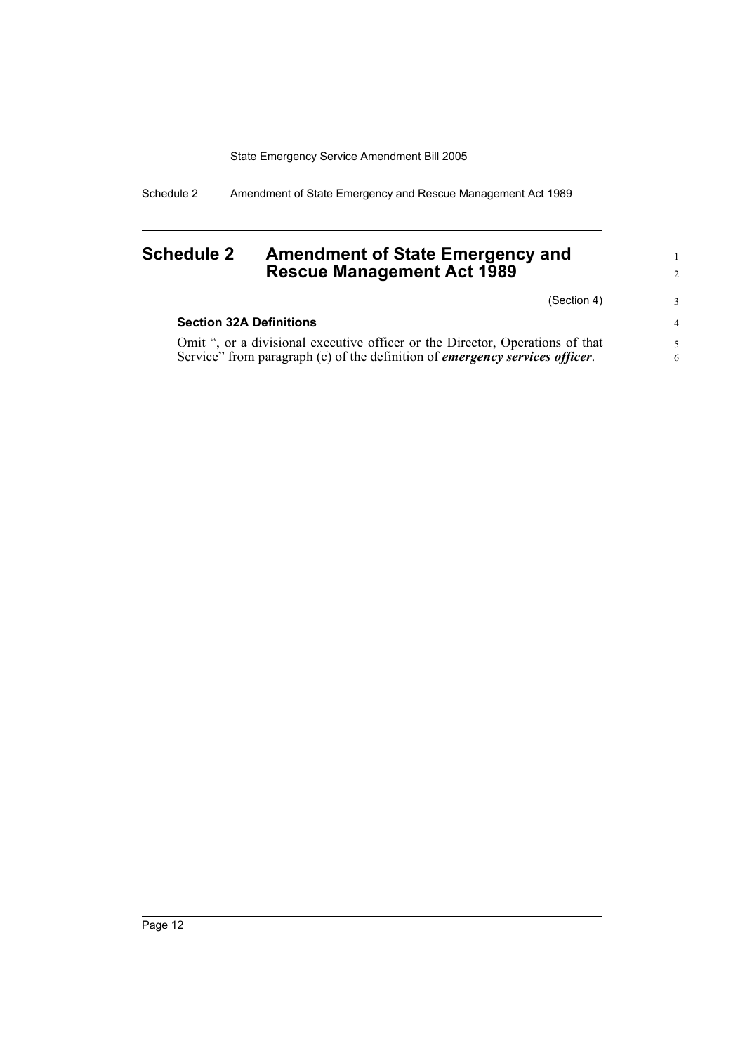# Schedule 2 Amendment of State Emergency and Rescue Management Act 1989

(Section 4)

### Section 32A Definitions

Omit ", or a divisional executive officer or the Director, Operations of that Service" from paragraph (c) of the definition of ***emergency services officer***.